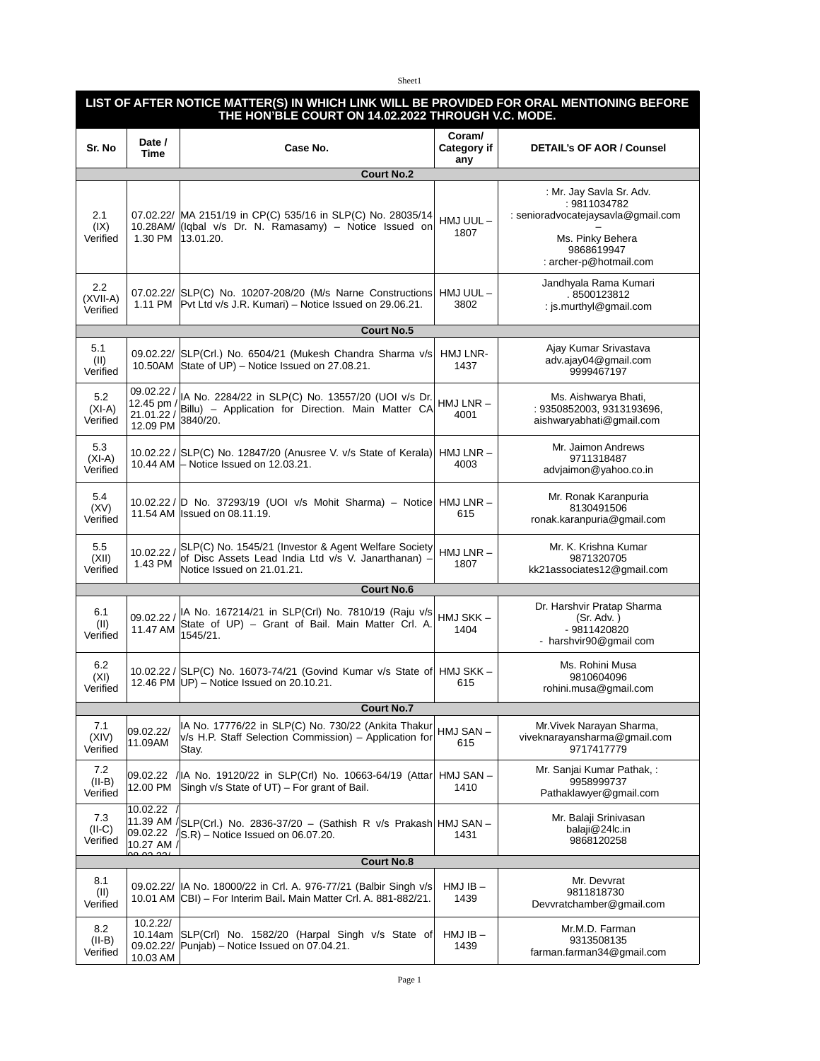| Sr. No | Date / Time | Case No. | Coram/ Category if any | DETAIL's OF AOR / Counsel |
|---|---|---|---|---|
| **LIST OF AFTER NOTICE MATTER(S) IN WHICH LINK WILL BE PROVIDED FOR ORAL MENTIONING BEFORE THE HON'BLE COURT ON 14.02.2022 THROUGH V.C. MODE.** | | | | |
| **Court No.2** | | | | |
| 2.1 (IX) Verified | 07.02.22/ 10.28AM/ 1.30 PM | MA 2151/19 in CP(C) 535/16 in SLP(C) No. 28035/14 (Iqbal v/s Dr. N. Ramasamy) – Notice Issued on 13.01.20. | HMJ UUL – 1807 | : Mr. Jay Savla Sr. Adv. : 9811034782 : senioradvocatejaysavla@gmail.com – Ms. Pinky Behera 9868619947 : archer-p@hotmail.com |
| 2.2 (XVII-A) Verified | 07.02.22/ 1.11 PM | SLP(C) No. 10207-208/20 (M/s Narne Constructions Pvt Ltd v/s J.R. Kumari) – Notice Issued on 29.06.21. | HMJ UUL – 3802 | Jandhyala Rama Kumari . 8500123812 : js.murthyl@gmail.com |
| **Court No.5** | | | | |
| 5.1 (II) Verified | 09.02.22/ 10.50AM | SLP(Crl.) No. 6504/21 (Mukesh Chandra Sharma v/s State of UP) – Notice Issued on 27.08.21. | HMJ LNR- 1437 | Ajay Kumar Srivastava adv.ajay04@gmail.com 9999467197 |
| 5.2 (XI-A) Verified | 09.02.22 / 12.45 pm / 21.01.22 / 12.09 PM | IA No. 2284/22 in SLP(C) No. 13557/20 (UOI v/s Dr. Billu) – Application for Direction. Main Matter CA 3840/20. | HMJ LNR – 4001 | Ms. Aishwarya Bhati, : 9350852003, 9313193696, aishwaryabhati@gmail.com |
| 5.3 (XI-A) Verified | 10.02.22 / 10.44 AM | SLP(C) No. 12847/20 (Anusree V. v/s State of Kerala) – Notice Issued on 12.03.21. | HMJ LNR – 4003 | Mr. Jaimon Andrews 9711318487 advjaimon@yahoo.co.in |
| 5.4 (XV) Verified | 10.02.22 / 11.54 AM | D No. 37293/19 (UOI v/s Mohit Sharma) – Notice Issued on 08.11.19. | HMJ LNR – 615 | Mr. Ronak Karanpuria 8130491506 ronak.karanpuria@gmail.com |
| 5.5 (XII) Verified | 10.02.22 / 1.43 PM | SLP(C) No. 1545/21 (Investor & Agent Welfare Society of Disc Assets Lead India Ltd v/s V. Janarthanan) – Notice Issued on 21.01.21. | HMJ LNR – 1807 | Mr. K. Krishna Kumar 9871320705 kk21associates12@gmail.com |
| **Court No.6** | | | | |
| 6.1 (II) Verified | 09.02.22 / 11.47 AM | IA No. 167214/21 in SLP(Crl) No. 7810/19 (Raju v/s State of UP) – Grant of Bail. Main Matter Crl. A. 1545/21. | HMJ SKK – 1404 | Dr. Harshvir Pratap Sharma (Sr. Adv. ) - 9811420820 - harshvir90@gmail com |
| 6.2 (XI) Verified | 10.02.22 / 12.46 PM | SLP(C) No. 16073-74/21 (Govind Kumar v/s State of UP) – Notice Issued on 20.10.21. | HMJ SKK – 615 | Ms. Rohini Musa 9810604096 rohini.musa@gmail.com |
| **Court No.7** | | | | |
| 7.1 (XIV) Verified | 09.02.22/ 11.09AM | IA No. 17776/22 in SLP(C) No. 730/22 (Ankita Thakur v/s H.P. Staff Selection Commission) – Application for Stay. | HMJ SAN – 615 | Mr.Vivek Narayan Sharma, viveknarayansharma@gmail.com 9717417779 |
| 7.2 (II-B) Verified | 09.02.22 / 12.00 PM | IA No. 19120/22 in SLP(Crl) No. 10663-64/19 (Attar Singh v/s State of UT) – For grant of Bail. | HMJ SAN – 1410 | Mr. Sanjai Kumar Pathak, : 9958999737 Pathaklawyer@gmail.com |
| 7.3 (II-C) Verified | 10.02.22 / 11.39 AM / 09.02.22 / 10.27 AM / 08.02.22/ | SLP(Crl.) No. 2836-37/20 – (Sathish R v/s Prakash S.R) – Notice Issued on 06.07.20. | HMJ SAN – 1431 | Mr. Balaji Srinivasan balaji@24lc.in 9868120258 |
| **Court No.8** | | | | |
| 8.1 (II) Verified | 09.02.22/ 10.01 AM | IA No. 18000/22 in Crl. A. 976-77/21 (Balbir Singh v/s CBI) – For Interim Bail. Main Matter Crl. A. 881-882/21. | HMJ IB – 1439 | Mr. Devvrat 9811818730 Devvratchamber@gmail.com |
| 8.2 (II-B) Verified | 10.2.22/ 10.14am 09.02.22/ 10.03 AM | SLP(Crl) No. 1582/20 (Harpal Singh v/s State of Punjab) – Notice Issued on 07.04.21. | HMJ IB – 1439 | Mr.M.D. Farman 9313508135 farman.farman34@gmail.com |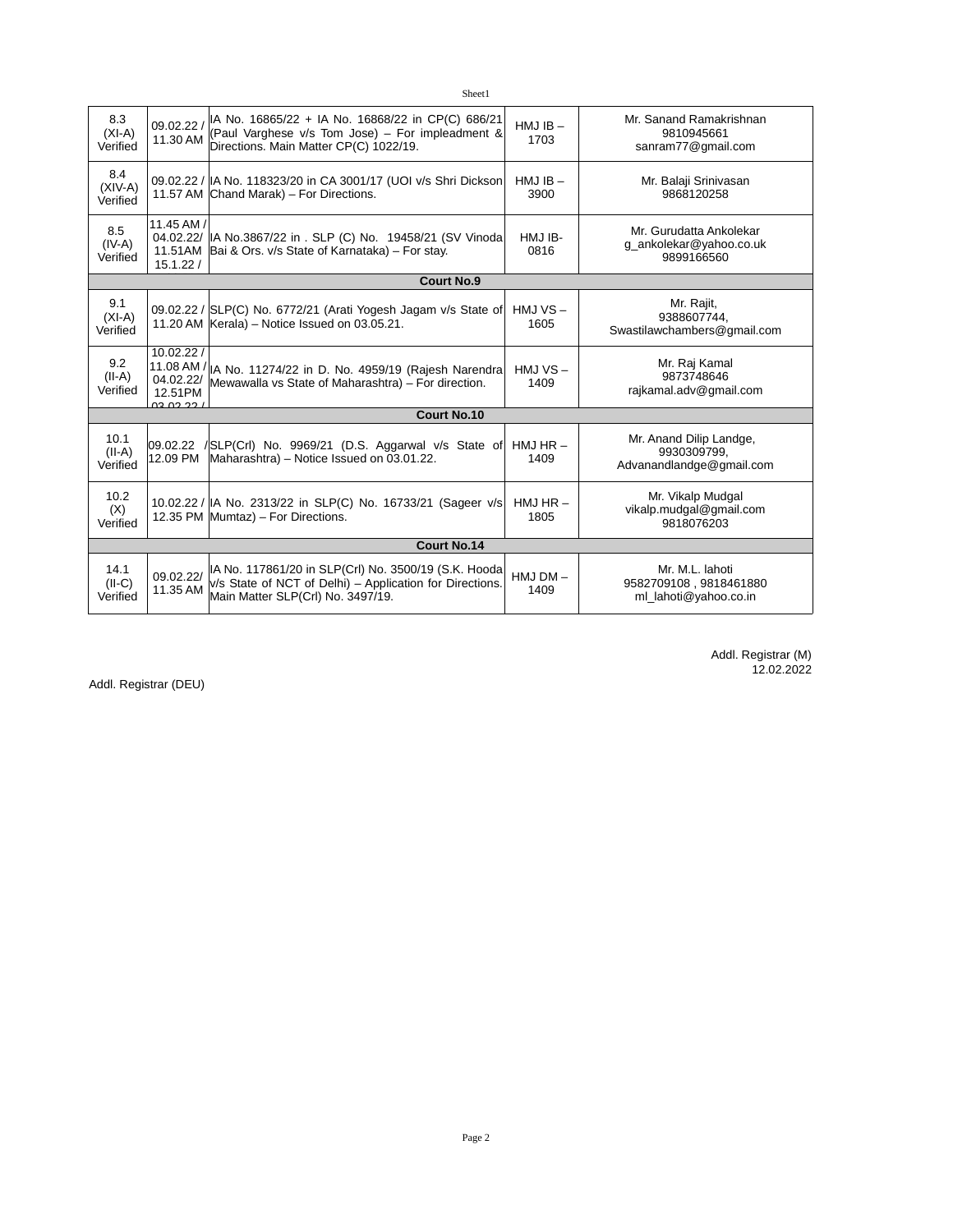| | | | | |
|---|---|---|---|---|
| 8.3 (XI-A) Verified | 09.02.22 / 11.30 AM | IA No. 16865/22 + IA No. 16868/22 in CP(C) 686/21 (Paul Varghese v/s Tom Jose) – For impleadment & Directions. Main Matter CP(C) 1022/19. | HMJ IB – 1703 | Mr. Sanand Ramakrishnan 9810945661 sanram77@gmail.com |
| 8.4 (XIV-A) Verified | 09.02.22 / 11.57 AM | IA No. 118323/20 in CA 3001/17 (UOI v/s Shri Dickson Chand Marak) – For Directions. | HMJ IB – 3900 | Mr. Balaji Srinivasan 9868120258 |
| 8.5 (IV-A) Verified | 11.45 AM / 04.02.22/ 11.51AM 15.1.22 / | IA No.3867/22 in . SLP (C) No. 19458/21 (SV Vinoda Bai & Ors. v/s State of Karnataka) – For stay. | HMJ IB- 0816 | Mr. Gurudatta Ankolekar g_ankolekar@yahoo.co.uk 9899166560 |
| **Court No.9** | | | | |
| 9.1 (XI-A) Verified | 09.02.22 / 11.20 AM | SLP(C) No. 6772/21 (Arati Yogesh Jagam v/s State of Kerala) – Notice Issued on 03.05.21. | HMJ VS – 1605 | Mr. Rajit, 9388607744, Swastilawchambers@gmail.com |
| 9.2 (II-A) Verified | 10.02.22 / 11.08 AM / 04.02.22/ 12.51PM 03.02.22 / | IA No. 11274/22 in D. No. 4959/19 (Rajesh Narendra Mewawalla vs State of Maharashtra) – For direction. | HMJ VS – 1409 | Mr. Raj Kamal 9873748646 rajkamal.adv@gmail.com |
| **Court No.10** | | | | |
| 10.1 (II-A) Verified | 09.02.22 / 12.09 PM | SLP(Crl) No. 9969/21 (D.S. Aggarwal v/s State of Maharashtra) – Notice Issued on 03.01.22. | HMJ HR – 1409 | Mr. Anand Dilip Landge, 9930309799, Advanandlandge@gmail.com |
| 10.2 (X) Verified | 10.02.22 / 12.35 PM | IA No. 2313/22 in SLP(C) No. 16733/21 (Sageer v/s Mumtaz) – For Directions. | HMJ HR – 1805 | Mr. Vikalp Mudgal vikalp.mudgal@gmail.com 9818076203 |
| **Court No.14** | | | | |
| 14.1 (II-C) Verified | 09.02.22/ 11.35 AM | IA No. 117861/20 in SLP(Crl) No. 3500/19 (S.K. Hooda v/s State of NCT of Delhi) – Application for Directions. Main Matter SLP(Crl) No. 3497/19. | HMJ DM – 1409 | Mr. M.L. lahoti 9582709108 , 9818461880 ml_lahoti@yahoo.co.in |

Addl. Registrar (M)
12.02.2022

Addl. Registrar (DEU)